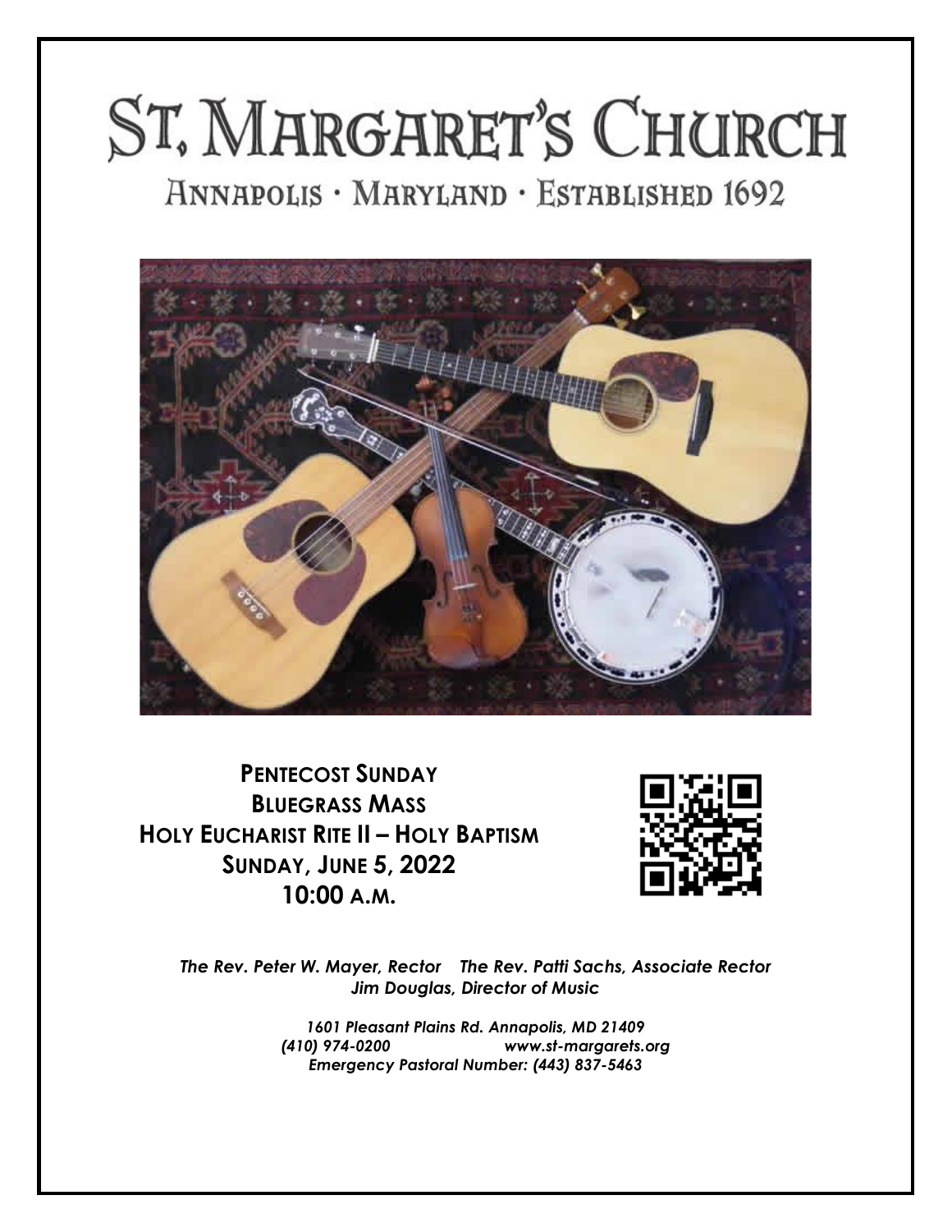# St. Margaret's Church

## Annapolis · Maryland · Established 1692

**Pentecost Sunday**
**Bluegrass Mass**
**Holy Eucharist Rite II – Holy Baptism**
**Sunday, June 5, 2022**
**10:00 a.m.**

*The Rev. Peter W. Mayer, Rector The Rev. Patti Sachs, Associate Rector*
*Jim Douglas, Director of Music*

*1601 Pleasant Plains Rd. Annapolis, MD 21409*
*(410) 974-0200 www.st-margarets.org*
*Emergency Pastoral Number: (443) 837-5463*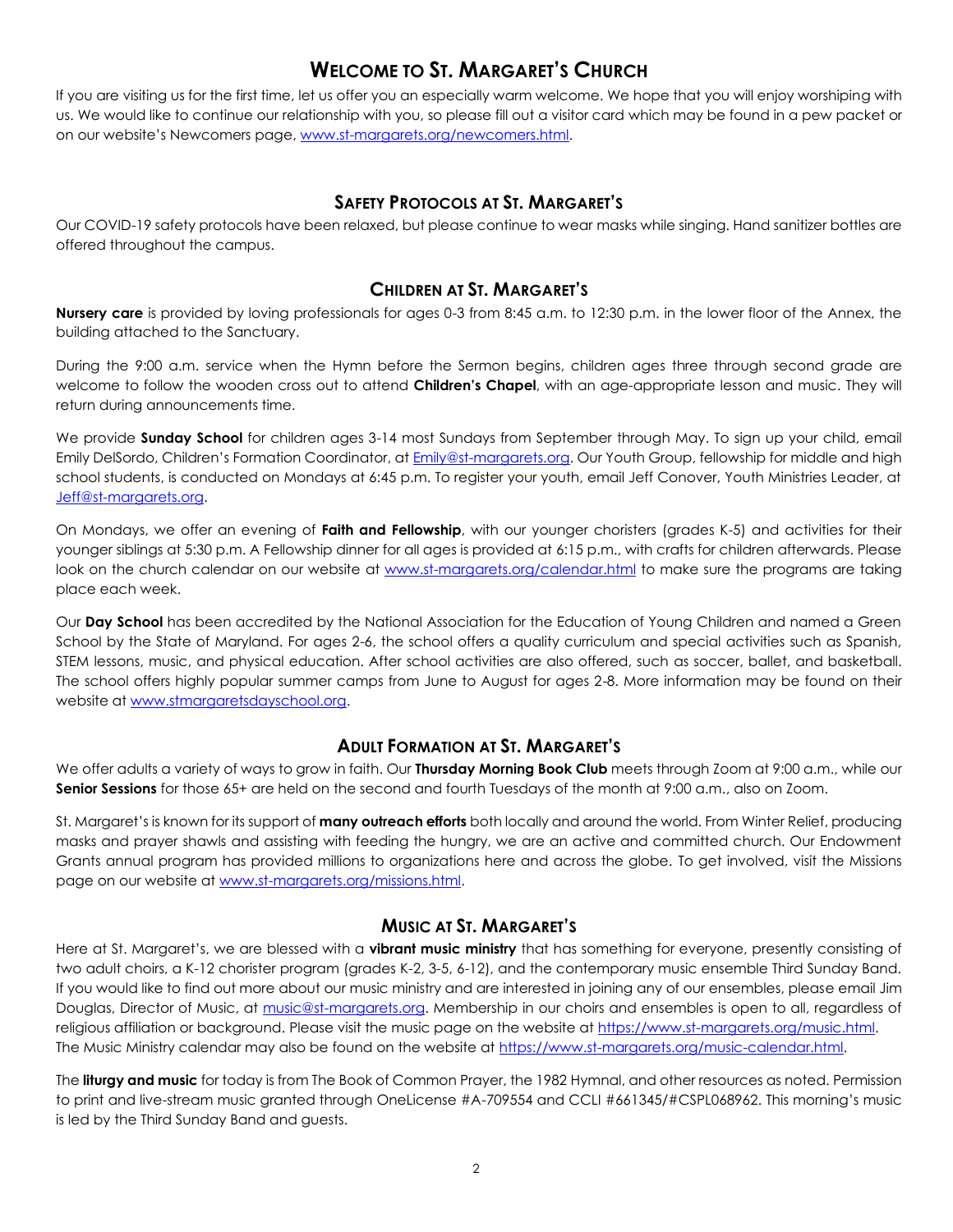# Welcome to St. Margaret's Church

If you are visiting us for the first time, let us offer you an especially warm welcome. We hope that you will enjoy worshiping with us. We would like to continue our relationship with you, so please fill out a visitor card which may be found in a pew packet or on our website's Newcomers page, www.st-margarets.org/newcomers.html.

## Safety Protocols at St. Margaret's

Our COVID-19 safety protocols have been relaxed, but please continue to wear masks while singing. Hand sanitizer bottles are offered throughout the campus.

## Children at St. Margaret's

**Nursery care** is provided by loving professionals for ages 0-3 from 8:45 a.m. to 12:30 p.m. in the lower floor of the Annex, the building attached to the Sanctuary.

During the 9:00 a.m. service when the Hymn before the Sermon begins, children ages three through second grade are welcome to follow the wooden cross out to attend **Children's Chapel**, with an age-appropriate lesson and music. They will return during announcements time.

We provide **Sunday School** for children ages 3-14 most Sundays from September through May. To sign up your child, email Emily DelSordo, Children's Formation Coordinator, at Emily@st-margarets.org. Our Youth Group, fellowship for middle and high school students, is conducted on Mondays at 6:45 p.m. To register your youth, email Jeff Conover, Youth Ministries Leader, at Jeff@st-margarets.org.

On Mondays, we offer an evening of **Faith and Fellowship**, with our younger choristers (grades K-5) and activities for their younger siblings at 5:30 p.m. A Fellowship dinner for all ages is provided at 6:15 p.m., with crafts for children afterwards. Please look on the church calendar on our website at www.st-margarets.org/calendar.html to make sure the programs are taking place each week.

Our **Day School** has been accredited by the National Association for the Education of Young Children and named a Green School by the State of Maryland. For ages 2-6, the school offers a quality curriculum and special activities such as Spanish, STEM lessons, music, and physical education. After school activities are also offered, such as soccer, ballet, and basketball. The school offers highly popular summer camps from June to August for ages 2-8. More information may be found on their website at www.stmargaretsdayschool.org.

## Adult Formation at St. Margaret's

We offer adults a variety of ways to grow in faith. Our **Thursday Morning Book Club** meets through Zoom at 9:00 a.m., while our **Senior Sessions** for those 65+ are held on the second and fourth Tuesdays of the month at 9:00 a.m., also on Zoom.

St. Margaret's is known for its support of **many outreach efforts** both locally and around the world. From Winter Relief, producing masks and prayer shawls and assisting with feeding the hungry, we are an active and committed church. Our Endowment Grants annual program has provided millions to organizations here and across the globe. To get involved, visit the Missions page on our website at www.st-margarets.org/missions.html.

## Music at St. Margaret's

Here at St. Margaret's, we are blessed with a **vibrant music ministry** that has something for everyone, presently consisting of two adult choirs, a K-12 chorister program (grades K-2, 3-5, 6-12), and the contemporary music ensemble Third Sunday Band. If you would like to find out more about our music ministry and are interested in joining any of our ensembles, please email Jim Douglas, Director of Music, at music@st-margarets.org. Membership in our choirs and ensembles is open to all, regardless of religious affiliation or background. Please visit the music page on the website at https://www.st-margarets.org/music.html. The Music Ministry calendar may also be found on the website at https://www.st-margarets.org/music-calendar.html.

The **liturgy and music** for today is from The Book of Common Prayer, the 1982 Hymnal, and other resources as noted. Permission to print and live-stream music granted through OneLicense #A-709554 and CCLI #661345/#CSPL068962. This morning's music is led by the Third Sunday Band and guests.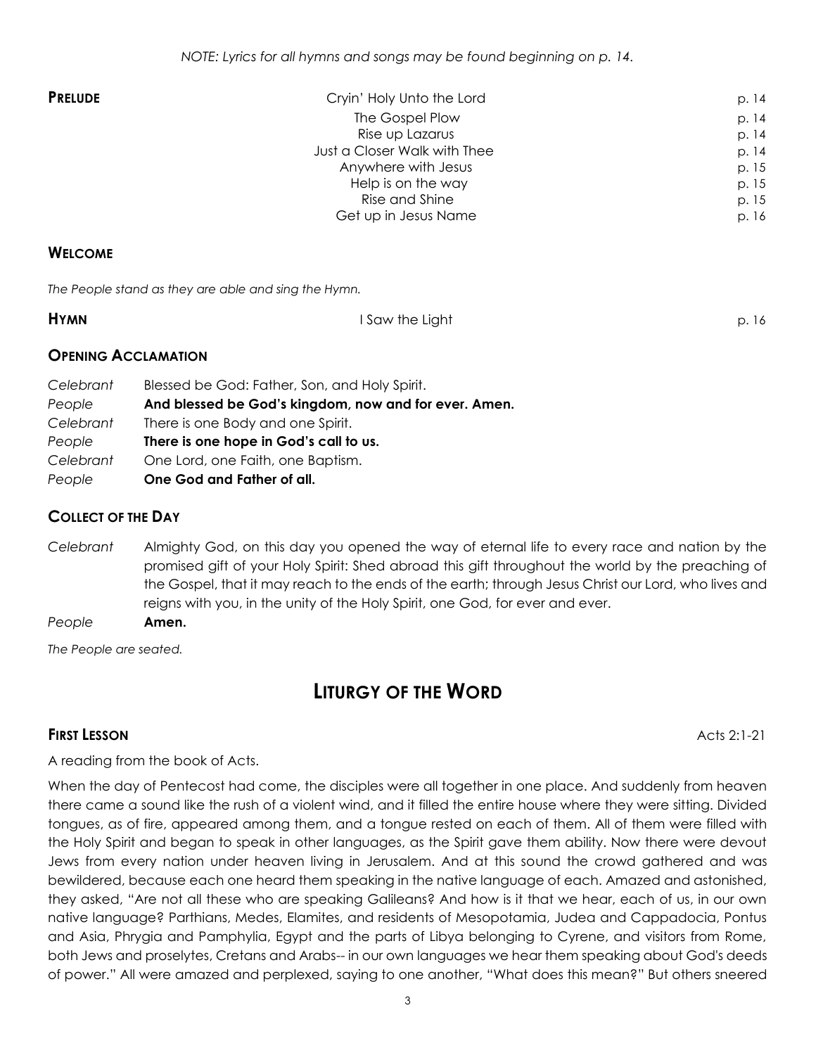*NOTE: Lyrics for all hymns and songs may be found beginning on p. 14.*

| **PRELUDE** | | |
|---|---|---|
| | Cryin' Holy Unto the Lord | p. 14 |
| | The Gospel Plow | p. 14 |
| | Rise up Lazarus | p. 14 |
| | Just a Closer Walk with Thee | p. 14 |
| | Anywhere with Jesus | p. 15 |
| | Help is on the way | p. 15 |
| | Rise and Shine | p. 15 |
| | Get up in Jesus Name | p. 16 |

**WELCOME**

*The People stand as they are able and sing the Hymn.*

**HYMN** I Saw the Light p. 16

**OPENING ACCLAMATION**

*Celebrant* Blessed be God: Father, Son, and Holy Spirit.
*People* **And blessed be God's kingdom, now and for ever. Amen.**
*Celebrant* There is one Body and one Spirit.
*People* **There is one hope in God's call to us.**
*Celebrant* One Lord, one Faith, one Baptism.
*People* **One God and Father of all.**

**COLLECT OF THE DAY**

*Celebrant* Almighty God, on this day you opened the way of eternal life to every race and nation by the promised gift of your Holy Spirit: Shed abroad this gift throughout the world by the preaching of the Gospel, that it may reach to the ends of the earth; through Jesus Christ our Lord, who lives and reigns with you, in the unity of the Holy Spirit, one God, for ever and ever.
*People* **Amen.**

*The People are seated.*

## LITURGY OF THE WORD

**FIRST LESSON** Acts 2:1-21

A reading from the book of Acts.

When the day of Pentecost had come, the disciples were all together in one place. And suddenly from heaven there came a sound like the rush of a violent wind, and it filled the entire house where they were sitting. Divided tongues, as of fire, appeared among them, and a tongue rested on each of them. All of them were filled with the Holy Spirit and began to speak in other languages, as the Spirit gave them ability. Now there were devout Jews from every nation under heaven living in Jerusalem. And at this sound the crowd gathered and was bewildered, because each one heard them speaking in the native language of each. Amazed and astonished, they asked, "Are not all these who are speaking Galileans? And how is it that we hear, each of us, in our own native language? Parthians, Medes, Elamites, and residents of Mesopotamia, Judea and Cappadocia, Pontus and Asia, Phrygia and Pamphylia, Egypt and the parts of Libya belonging to Cyrene, and visitors from Rome, both Jews and proselytes, Cretans and Arabs-- in our own languages we hear them speaking about God's deeds of power." All were amazed and perplexed, saying to one another, "What does this mean?" But others sneered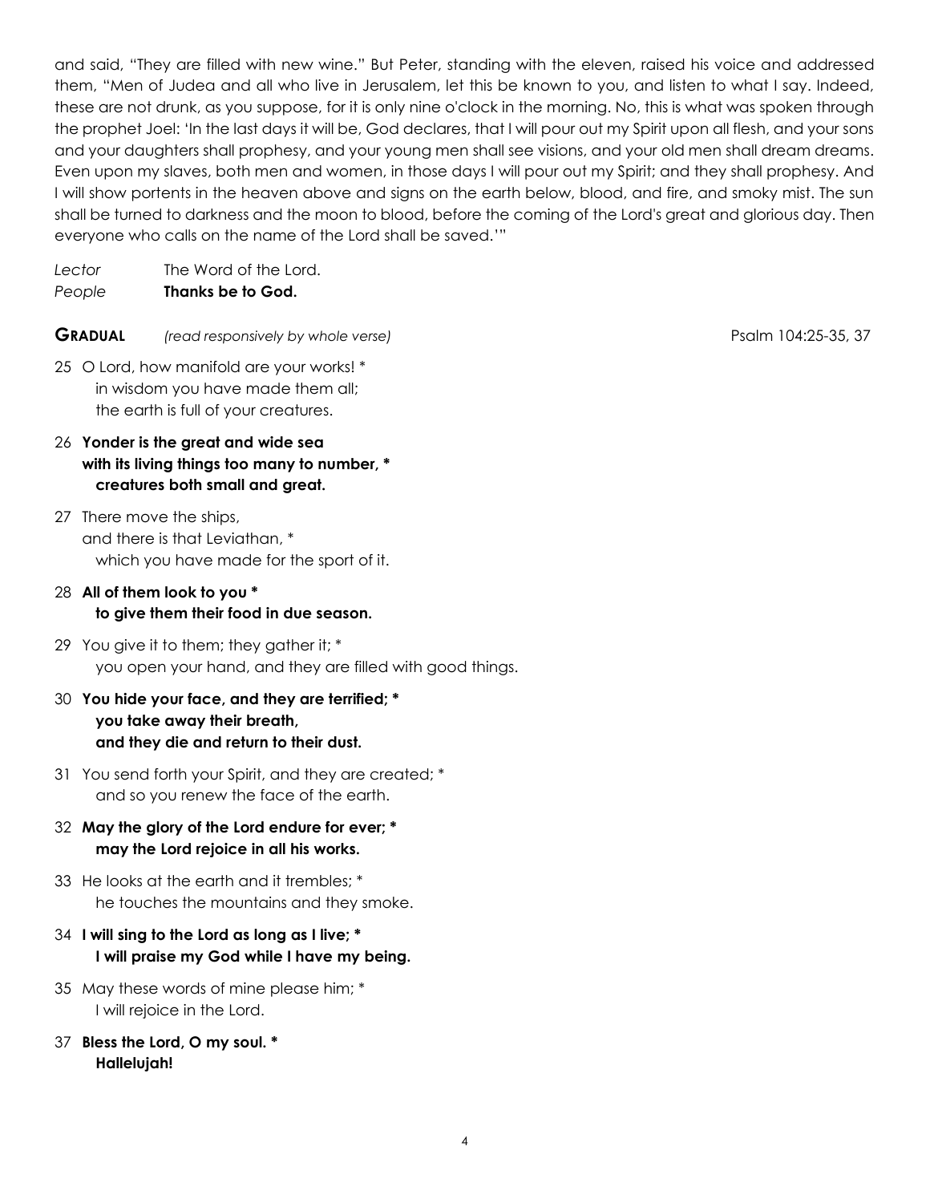and said, "They are filled with new wine." But Peter, standing with the eleven, raised his voice and addressed them, "Men of Judea and all who live in Jerusalem, let this be known to you, and listen to what I say. Indeed, these are not drunk, as you suppose, for it is only nine o'clock in the morning. No, this is what was spoken through the prophet Joel: 'In the last days it will be, God declares, that I will pour out my Spirit upon all flesh, and your sons and your daughters shall prophesy, and your young men shall see visions, and your old men shall dream dreams. Even upon my slaves, both men and women, in those days I will pour out my Spirit; and they shall prophesy. And I will show portents in the heaven above and signs on the earth below, blood, and fire, and smoky mist. The sun shall be turned to darkness and the moon to blood, before the coming of the Lord's great and glorious day. Then everyone who calls on the name of the Lord shall be saved.'"

*Lector* The Word of the Lord.
*People* **Thanks be to God.**

**GRADUAL** *(read responsively by whole verse)* Psalm 104:25-35, 37

25 O Lord, how manifold are your works! *
in wisdom you have made them all;
the earth is full of your creatures.

26 **Yonder is the great and wide sea**
**with its living things too many to number, ***
**creatures both small and great.**

27 There move the ships,
and there is that Leviathan, *
which you have made for the sport of it.

28 **All of them look to you ***
**to give them their food in due season.**

29 You give it to them; they gather it; *
you open your hand, and they are filled with good things.

30 **You hide your face, and they are terrified; ***
**you take away their breath,**
**and they die and return to their dust.**

31 You send forth your Spirit, and they are created; *
and so you renew the face of the earth.

32 **May the glory of the Lord endure for ever; ***
**may the Lord rejoice in all his works.**

33 He looks at the earth and it trembles; *
he touches the mountains and they smoke.

34 **I will sing to the Lord as long as I live; ***
**I will praise my God while I have my being.**

35 May these words of mine please him; *
I will rejoice in the Lord.

37 **Bless the Lord, O my soul. ***
**Hallelujah!**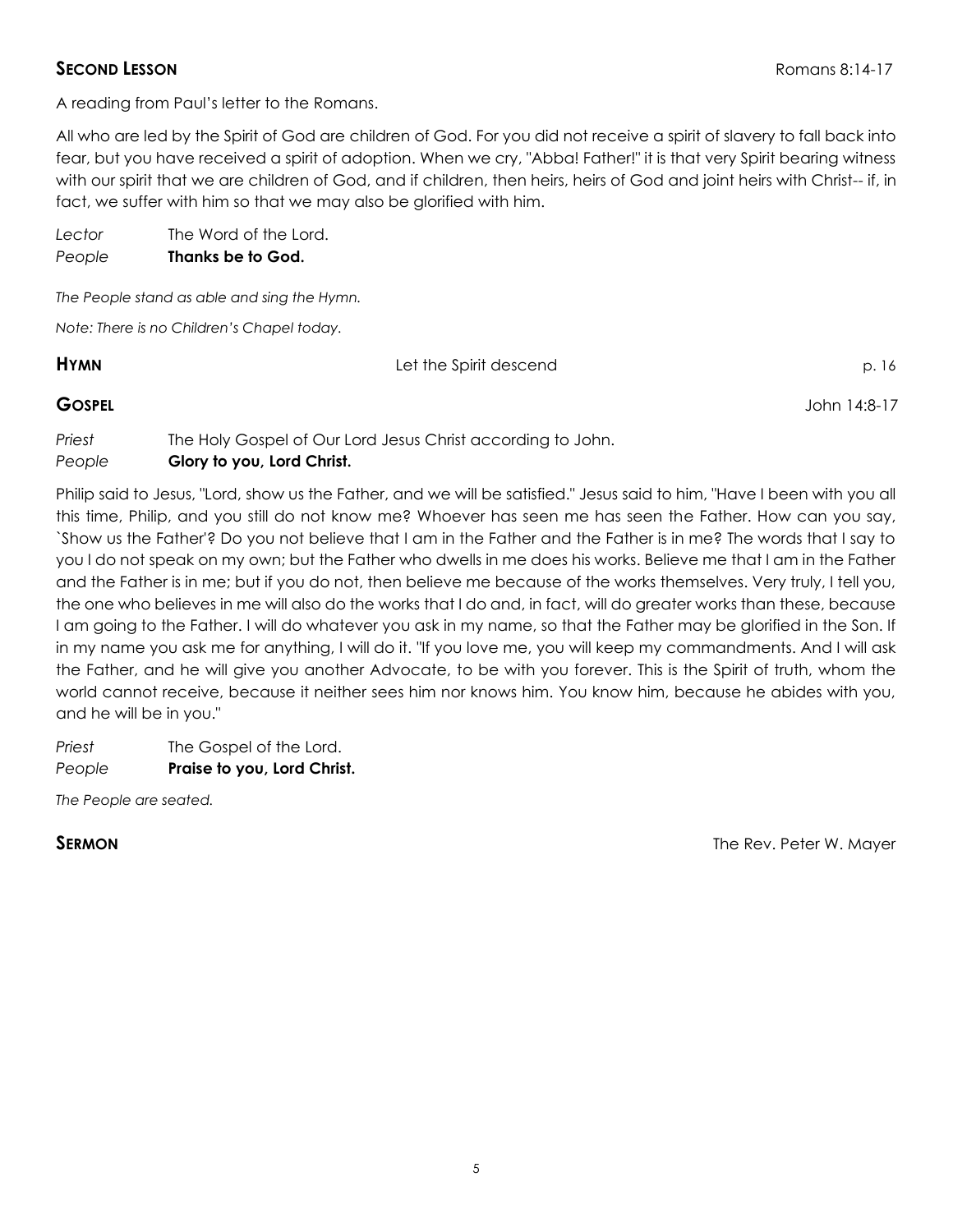## SECOND LESSON Romans 8:14-17

A reading from Paul's letter to the Romans.

All who are led by the Spirit of God are children of God. For you did not receive a spirit of slavery to fall back into fear, but you have received a spirit of adoption. When we cry, "Abba! Father!" it is that very Spirit bearing witness with our spirit that we are children of God, and if children, then heirs, heirs of God and joint heirs with Christ-- if, in fact, we suffer with him so that we may also be glorified with him.

*Lector* The Word of the Lord.
*People* **Thanks be to God.**

*The People stand as able and sing the Hymn.*

*Note: There is no Children's Chapel today.*

## HYMN Let the Spirit descend p. 16

## GOSPEL John 14:8-17

*Priest* The Holy Gospel of Our Lord Jesus Christ according to John.
*People* **Glory to you, Lord Christ.**

Philip said to Jesus, "Lord, show us the Father, and we will be satisfied." Jesus said to him, "Have I been with you all this time, Philip, and you still do not know me? Whoever has seen me has seen the Father. How can you say, `Show us the Father'? Do you not believe that I am in the Father and the Father is in me? The words that I say to you I do not speak on my own; but the Father who dwells in me does his works. Believe me that I am in the Father and the Father is in me; but if you do not, then believe me because of the works themselves. Very truly, I tell you, the one who believes in me will also do the works that I do and, in fact, will do greater works than these, because I am going to the Father. I will do whatever you ask in my name, so that the Father may be glorified in the Son. If in my name you ask me for anything, I will do it. "If you love me, you will keep my commandments. And I will ask the Father, and he will give you another Advocate, to be with you forever. This is the Spirit of truth, whom the world cannot receive, because it neither sees him nor knows him. You know him, because he abides with you, and he will be in you."

*Priest* The Gospel of the Lord.
*People* **Praise to you, Lord Christ.**

*The People are seated.*

## SERMON The Rev. Peter W. Mayer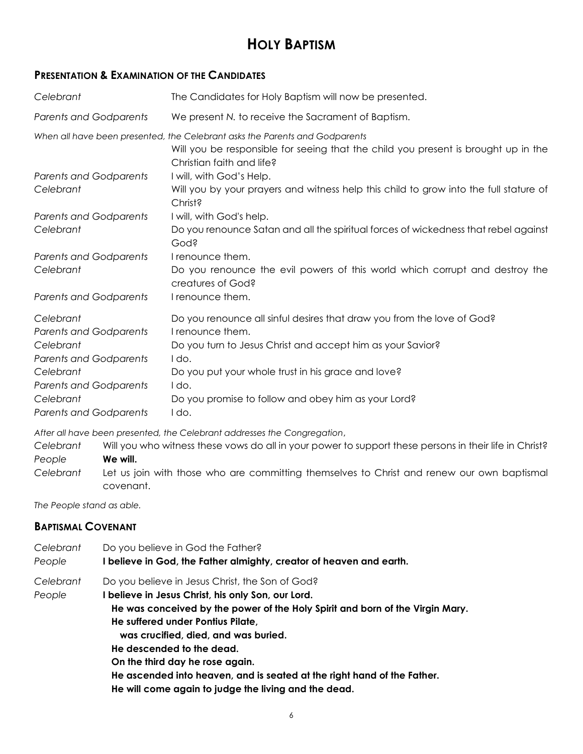# HOLY BAPTISM

## PRESENTATION & EXAMINATION OF THE CANDIDATES

*Celebrant* The Candidates for Holy Baptism will now be presented.

*Parents and Godparents* We present *N.* to receive the Sacrament of Baptism.

*When all have been presented, the Celebrant asks the Parents and Godparents*

Will you be responsible for seeing that the child you present is brought up in the Christian faith and life?

*Parents and Godparents* I will, with God's Help.

*Celebrant* Will you by your prayers and witness help this child to grow into the full stature of Christ?

*Parents and Godparents* I will, with God's help.

*Celebrant* Do you renounce Satan and all the spiritual forces of wickedness that rebel against God?

*Parents and Godparents* I renounce them.

*Celebrant* Do you renounce the evil powers of this world which corrupt and destroy the creatures of God?

*Parents and Godparents* I renounce them.

*Celebrant* Do you renounce all sinful desires that draw you from the love of God?

*Parents and Godparents* I renounce them.

*Celebrant* Do you turn to Jesus Christ and accept him as your Savior?

*Parents and Godparents* I do.

*Celebrant* Do you put your whole trust in his grace and love?

*Parents and Godparents* I do.

*Celebrant* Do you promise to follow and obey him as your Lord?

*Parents and Godparents* I do.

*After all have been presented, the Celebrant addresses the Congregation*,

*Celebrant* Will you who witness these vows do all in your power to support these persons in their life in Christ?

*People* **We will.**

*Celebrant* Let us join with those who are committing themselves to Christ and renew our own baptismal covenant.

*The People stand as able.*

## BAPTISMAL COVENANT

*Celebrant* Do you believe in God the Father?

*People* **I believe in God, the Father almighty, creator of heaven and earth.**

*Celebrant* Do you believe in Jesus Christ, the Son of God?

*People* **I believe in Jesus Christ, his only Son, our Lord.**
**He was conceived by the power of the Holy Spirit and born of the Virgin Mary.**
**He suffered under Pontius Pilate,**
**was crucified, died, and was buried.**
**He descended to the dead.**
**On the third day he rose again.**
**He ascended into heaven, and is seated at the right hand of the Father.**
**He will come again to judge the living and the dead.**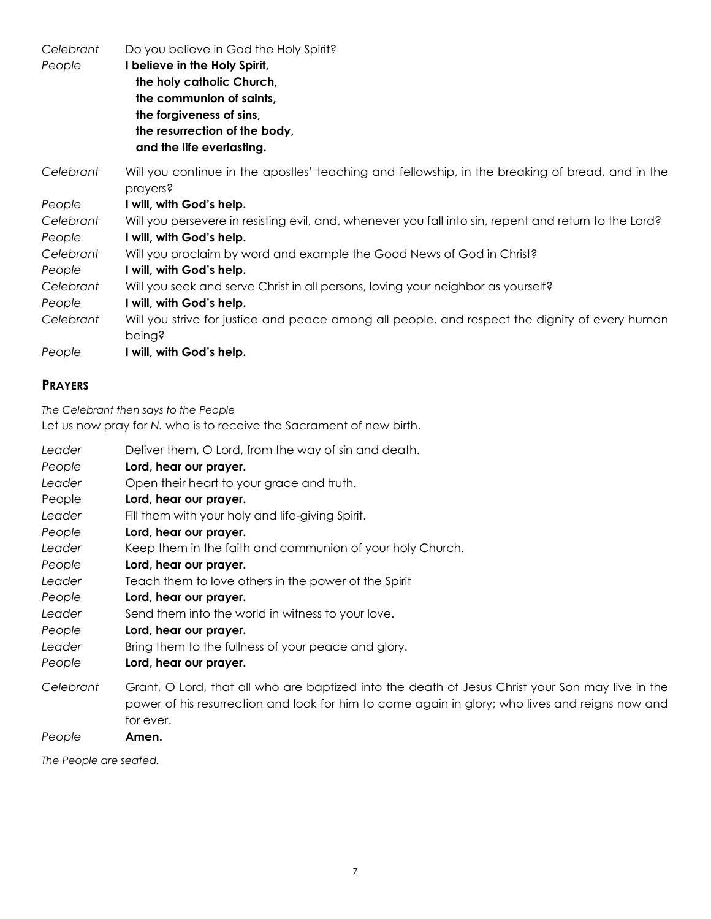*Celebrant* Do you believe in God the Holy Spirit?

*People* **I believe in the Holy Spirit,**
**the holy catholic Church,**
**the communion of saints,**
**the forgiveness of sins,**
**the resurrection of the body,**
**and the life everlasting.**

*Celebrant* Will you continue in the apostles' teaching and fellowship, in the breaking of bread, and in the prayers?

*People* **I will, with God's help.**

*Celebrant* Will you persevere in resisting evil, and, whenever you fall into sin, repent and return to the Lord?

*People* **I will, with God's help.**

*Celebrant* Will you proclaim by word and example the Good News of God in Christ?

*People* **I will, with God's help.**

*Celebrant* Will you seek and serve Christ in all persons, loving your neighbor as yourself?

*People* **I will, with God's help.**

*Celebrant* Will you strive for justice and peace among all people, and respect the dignity of every human being?

*People* **I will, with God's help.**

## PRAYERS

*The Celebrant then says to the People*

Let us now pray for *N.* who is to receive the Sacrament of new birth.

*Leader* Deliver them, O Lord, from the way of sin and death.

*People* **Lord, hear our prayer.**

*Leader* Open their heart to your grace and truth.

People **Lord, hear our prayer.**

*Leader* Fill them with your holy and life-giving Spirit.

*People* **Lord, hear our prayer.**

*Leader* Keep them in the faith and communion of your holy Church.

*People* **Lord, hear our prayer.**

*Leader* Teach them to love others in the power of the Spirit

*People* **Lord, hear our prayer.**

*Leader* Send them into the world in witness to your love.

*People* **Lord, hear our prayer.**

*Leader* Bring them to the fullness of your peace and glory.

*People* **Lord, hear our prayer.**

*Celebrant* Grant, O Lord, that all who are baptized into the death of Jesus Christ your Son may live in the power of his resurrection and look for him to come again in glory; who lives and reigns now and for ever.

*People* **Amen.**

*The People are seated.*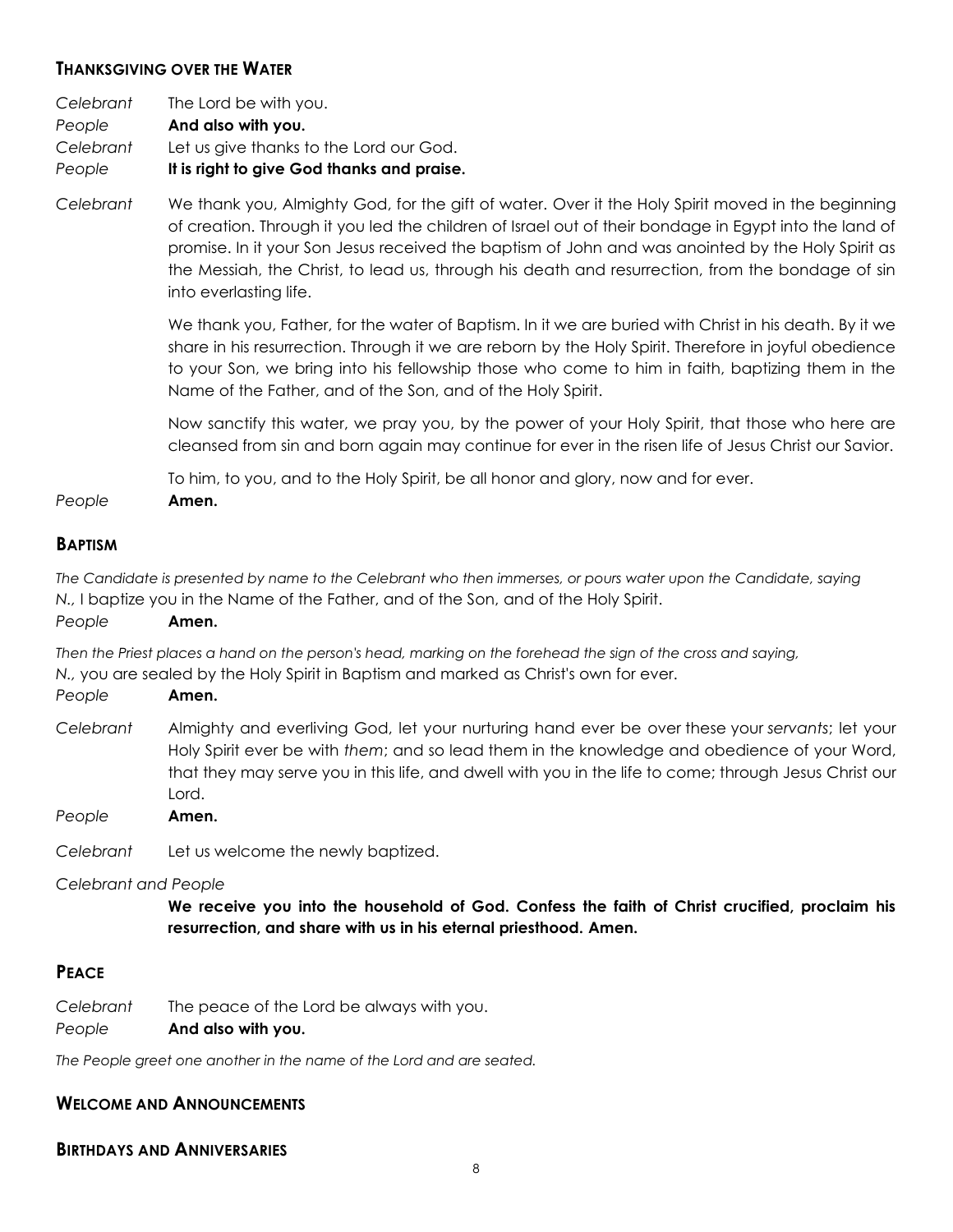## Thanksgiving over the Water

*Celebrant* The Lord be with you.
*People* **And also with you.**
*Celebrant* Let us give thanks to the Lord our God.
*People* **It is right to give God thanks and praise.**

*Celebrant* We thank you, Almighty God, for the gift of water. Over it the Holy Spirit moved in the beginning of creation. Through it you led the children of Israel out of their bondage in Egypt into the land of promise. In it your Son Jesus received the baptism of John and was anointed by the Holy Spirit as the Messiah, the Christ, to lead us, through his death and resurrection, from the bondage of sin into everlasting life.

We thank you, Father, for the water of Baptism. In it we are buried with Christ in his death. By it we share in his resurrection. Through it we are reborn by the Holy Spirit. Therefore in joyful obedience to your Son, we bring into his fellowship those who come to him in faith, baptizing them in the Name of the Father, and of the Son, and of the Holy Spirit.

Now sanctify this water, we pray you, by the power of your Holy Spirit, that those who here are cleansed from sin and born again may continue for ever in the risen life of Jesus Christ our Savior.

To him, to you, and to the Holy Spirit, be all honor and glory, now and for ever.

*People* **Amen.**

## Baptism

*The Candidate is presented by name to the Celebrant who then immerses, or pours water upon the Candidate, saying*
*N.,* I baptize you in the Name of the Father, and of the Son, and of the Holy Spirit.
*People* **Amen.**

*Then the Priest places a hand on the person's head, marking on the forehead the sign of the cross and saying,*
*N.,* you are sealed by the Holy Spirit in Baptism and marked as Christ's own for ever.
*People* **Amen.**

*Celebrant* Almighty and everliving God, let your nurturing hand ever be over these your *servants*; let your Holy Spirit ever be with *them*; and so lead them in the knowledge and obedience of your Word, that they may serve you in this life, and dwell with you in the life to come; through Jesus Christ our Lord.
*People* **Amen.**

*Celebrant* Let us welcome the newly baptized.

*Celebrant and People*
**We receive you into the household of God. Confess the faith of Christ crucified, proclaim his resurrection, and share with us in his eternal priesthood. Amen.**

## Peace

*Celebrant* The peace of the Lord be always with you.
*People* **And also with you.**

*The People greet one another in the name of the Lord and are seated.*

## Welcome and Announcements

## Birthdays and Anniversaries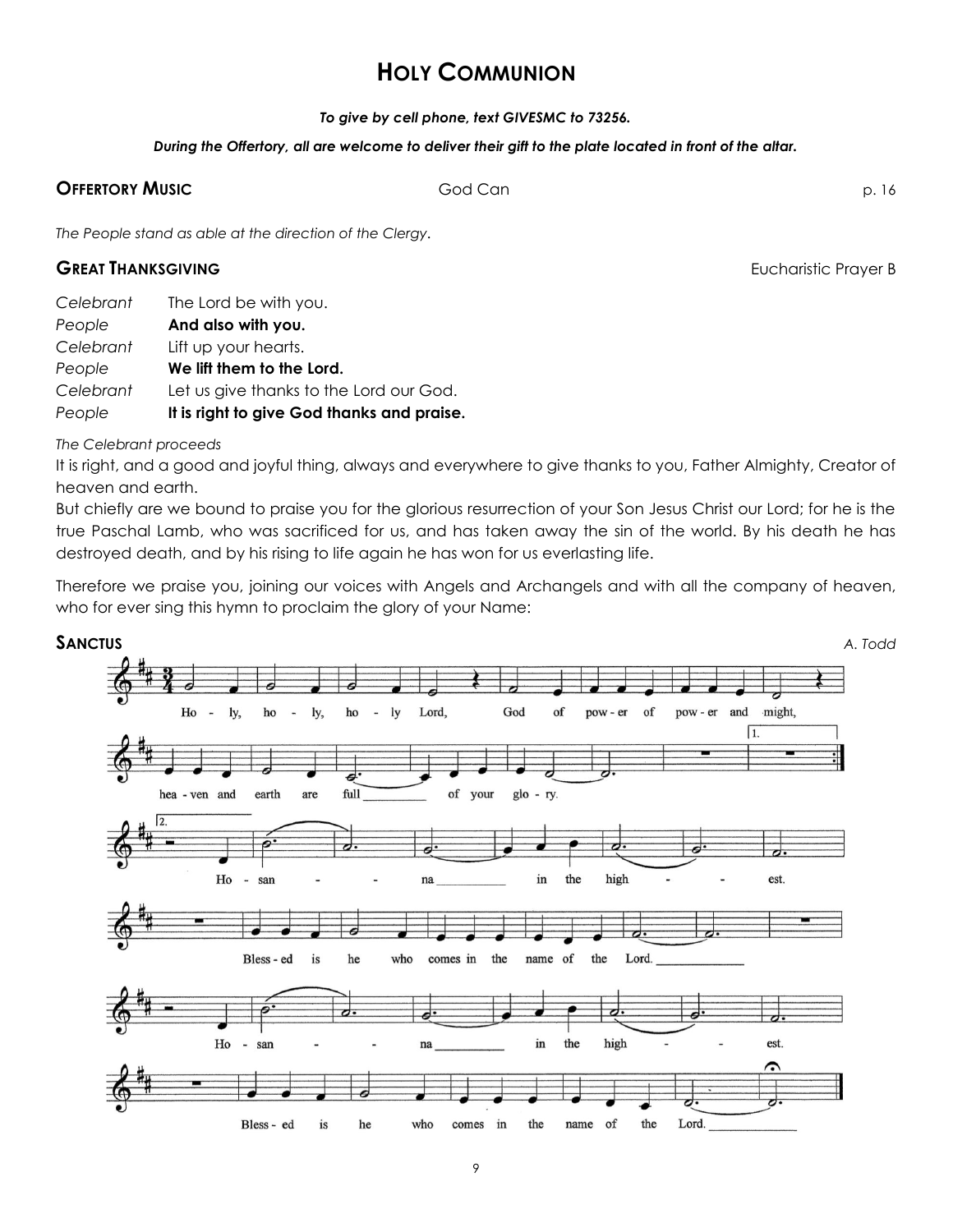# HOLY COMMUNION

***To give by cell phone, text GIVESMC to 73256.***

***During the Offertory, all are welcome to deliver their gift to the plate located in front of the altar.***

**OFFERTORY MUSIC** God Can p. 16

*The People stand as able at the direction of the Clergy.*

**GREAT THANKSGIVING** Eucharistic Prayer B

| | |
|---|---|
| *Celebrant* | The Lord be with you. |
| *People* | **And also with you.** |
| *Celebrant* | Lift up your hearts. |
| *People* | **We lift them to the Lord.** |
| *Celebrant* | Let us give thanks to the Lord our God. |
| *People* | **It is right to give God thanks and praise.** |

*The Celebrant proceeds*

It is right, and a good and joyful thing, always and everywhere to give thanks to you, Father Almighty, Creator of heaven and earth.

But chiefly are we bound to praise you for the glorious resurrection of your Son Jesus Christ our Lord; for he is the true Paschal Lamb, who was sacrificed for us, and has taken away the sin of the world. By his death he has destroyed death, and by his rising to life again he has won for us everlasting life.

Therefore we praise you, joining our voices with Angels and Archangels and with all the company of heaven, who for ever sing this hymn to proclaim the glory of your Name:

**SANCTUS** *A. Todd*

Holy, holy, holy Lord, God of power of power and might, heaven and earth are full of your glory.

Hosanna in the highest.

Blessed is he who comes in the name of the Lord.

Hosanna in the highest.

Blessed is he who comes in the name of the Lord.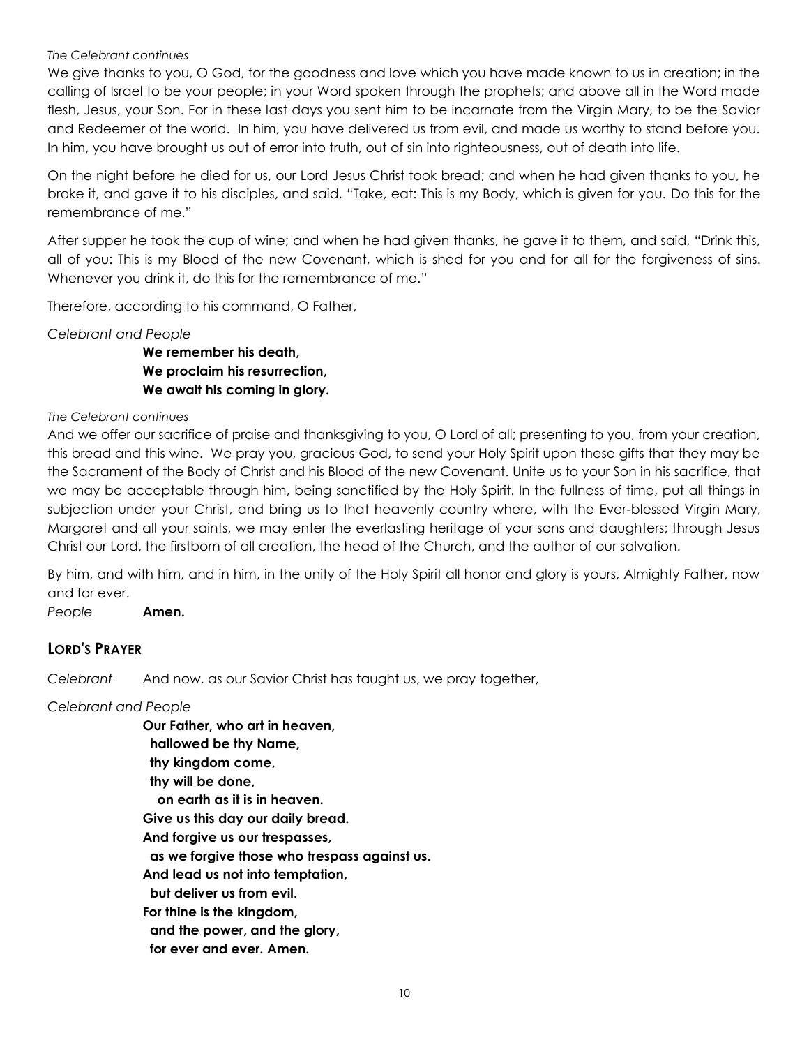*The Celebrant continues*

We give thanks to you, O God, for the goodness and love which you have made known to us in creation; in the calling of Israel to be your people; in your Word spoken through the prophets; and above all in the Word made flesh, Jesus, your Son. For in these last days you sent him to be incarnate from the Virgin Mary, to be the Savior and Redeemer of the world. In him, you have delivered us from evil, and made us worthy to stand before you. In him, you have brought us out of error into truth, out of sin into righteousness, out of death into life.

On the night before he died for us, our Lord Jesus Christ took bread; and when he had given thanks to you, he broke it, and gave it to his disciples, and said, "Take, eat: This is my Body, which is given for you. Do this for the remembrance of me."

After supper he took the cup of wine; and when he had given thanks, he gave it to them, and said, "Drink this, all of you: This is my Blood of the new Covenant, which is shed for you and for all for the forgiveness of sins. Whenever you drink it, do this for the remembrance of me."

Therefore, according to his command, O Father,

*Celebrant and People*

**We remember his death,**
**We proclaim his resurrection,**
**We await his coming in glory.**

*The Celebrant continues*

And we offer our sacrifice of praise and thanksgiving to you, O Lord of all; presenting to you, from your creation, this bread and this wine. We pray you, gracious God, to send your Holy Spirit upon these gifts that they may be the Sacrament of the Body of Christ and his Blood of the new Covenant. Unite us to your Son in his sacrifice, that we may be acceptable through him, being sanctified by the Holy Spirit. In the fullness of time, put all things in subjection under your Christ, and bring us to that heavenly country where, with the Ever-blessed Virgin Mary, Margaret and all your saints, we may enter the everlasting heritage of your sons and daughters; through Jesus Christ our Lord, the firstborn of all creation, the head of the Church, and the author of our salvation.

By him, and with him, and in him, in the unity of the Holy Spirit all honor and glory is yours, Almighty Father, now and for ever.

*People* **Amen.**

## LORD'S PRAYER

*Celebrant* And now, as our Savior Christ has taught us, we pray together,

*Celebrant and People*

**Our Father, who art in heaven,**
**hallowed be thy Name,**
**thy kingdom come,**
**thy will be done,**
**on earth as it is in heaven.**
**Give us this day our daily bread.**
**And forgive us our trespasses,**
**as we forgive those who trespass against us.**
**And lead us not into temptation,**
**but deliver us from evil.**
**For thine is the kingdom,**
**and the power, and the glory,**
**for ever and ever. Amen.**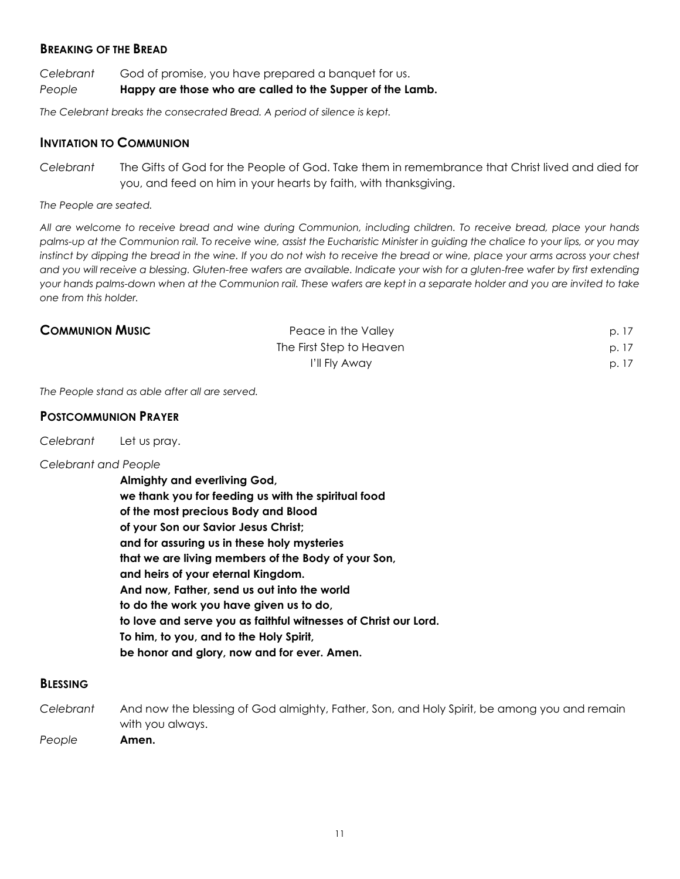## Breaking of the Bread

*Celebrant* God of promise, you have prepared a banquet for us.
*People* **Happy are those who are called to the Supper of the Lamb.**

*The Celebrant breaks the consecrated Bread. A period of silence is kept.*

## Invitation to Communion

*Celebrant* The Gifts of God for the People of God. Take them in remembrance that Christ lived and died for you, and feed on him in your hearts by faith, with thanksgiving.

*The People are seated.*

*All are welcome to receive bread and wine during Communion, including children. To receive bread, place your hands palms-up at the Communion rail. To receive wine, assist the Eucharistic Minister in guiding the chalice to your lips, or you may instinct by dipping the bread in the wine. If you do not wish to receive the bread or wine, place your arms across your chest and you will receive a blessing. Gluten-free wafers are available. Indicate your wish for a gluten-free wafer by first extending your hands palms-down when at the Communion rail. These wafers are kept in a separate holder and you are invited to take one from this holder.*

## Communion Music

| | |
|---|---|
| Peace in the Valley | p. 17 |
| The First Step to Heaven | p. 17 |
| I'll Fly Away | p. 17 |

*The People stand as able after all are served.*

## Postcommunion Prayer

*Celebrant* Let us pray.

*Celebrant and People*

**Almighty and everliving God,**
**we thank you for feeding us with the spiritual food**
**of the most precious Body and Blood**
**of your Son our Savior Jesus Christ;**
**and for assuring us in these holy mysteries**
**that we are living members of the Body of your Son,**
**and heirs of your eternal Kingdom.**
**And now, Father, send us out into the world**
**to do the work you have given us to do,**
**to love and serve you as faithful witnesses of Christ our Lord.**
**To him, to you, and to the Holy Spirit,**
**be honor and glory, now and for ever. Amen.**

## Blessing

*Celebrant* And now the blessing of God almighty, Father, Son, and Holy Spirit, be among you and remain with you always.
*People* **Amen.**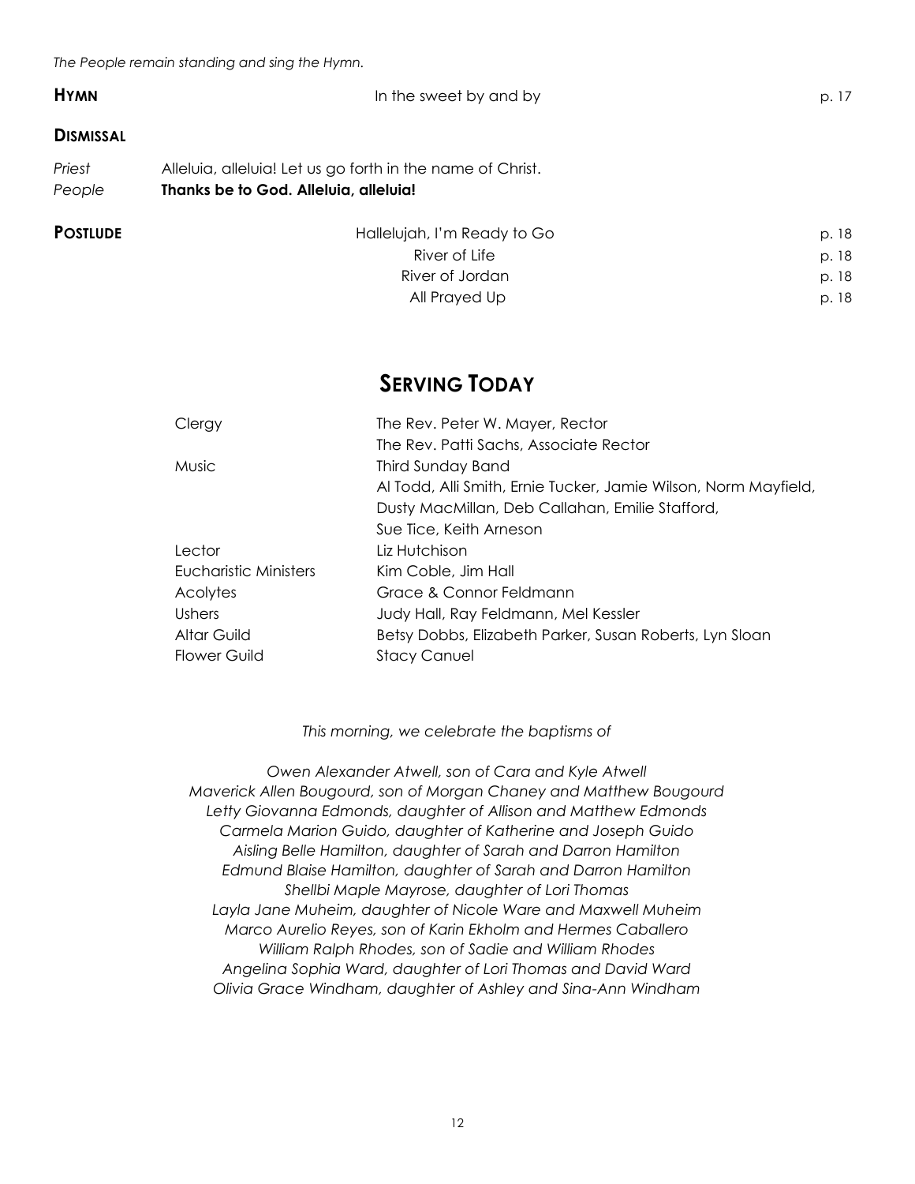*The People remain standing and sing the Hymn.*

**HYMN** In the sweet by and by p. 17

**DISMISSAL**

*Priest* Alleluia, alleluia! Let us go forth in the name of Christ.
*People* **Thanks be to God. Alleluia, alleluia!**

**POSTLUDE**

| | | |
|---|---|---|
| | Hallelujah, I'm Ready to Go | p. 18 |
| | River of Life | p. 18 |
| | River of Jordan | p. 18 |
| | All Prayed Up | p. 18 |

## SERVING TODAY

| | |
|---|---|
| Clergy | The Rev. Peter W. Mayer, Rector<br>The Rev. Patti Sachs, Associate Rector |
| Music | Third Sunday Band<br>Al Todd, Alli Smith, Ernie Tucker, Jamie Wilson, Norm Mayfield, Dusty MacMillan, Deb Callahan, Emilie Stafford, Sue Tice, Keith Arneson |
| Lector | Liz Hutchison |
| Eucharistic Ministers | Kim Coble, Jim Hall |
| Acolytes | Grace & Connor Feldmann |
| Ushers | Judy Hall, Ray Feldmann, Mel Kessler |
| Altar Guild | Betsy Dobbs, Elizabeth Parker, Susan Roberts, Lyn Sloan |
| Flower Guild | Stacy Canuel |

*This morning, we celebrate the baptisms of*

*Owen Alexander Atwell, son of Cara and Kyle Atwell*
*Maverick Allen Bougourd, son of Morgan Chaney and Matthew Bougourd*
*Letty Giovanna Edmonds, daughter of Allison and Matthew Edmonds*
*Carmela Marion Guido, daughter of Katherine and Joseph Guido*
*Aisling Belle Hamilton, daughter of Sarah and Darron Hamilton*
*Edmund Blaise Hamilton, daughter of Sarah and Darron Hamilton*
*Shellbi Maple Mayrose, daughter of Lori Thomas*
*Layla Jane Muheim, daughter of Nicole Ware and Maxwell Muheim*
*Marco Aurelio Reyes, son of Karin Ekholm and Hermes Caballero*
*William Ralph Rhodes, son of Sadie and William Rhodes*
*Angelina Sophia Ward, daughter of Lori Thomas and David Ward*
*Olivia Grace Windham, daughter of Ashley and Sina-Ann Windham*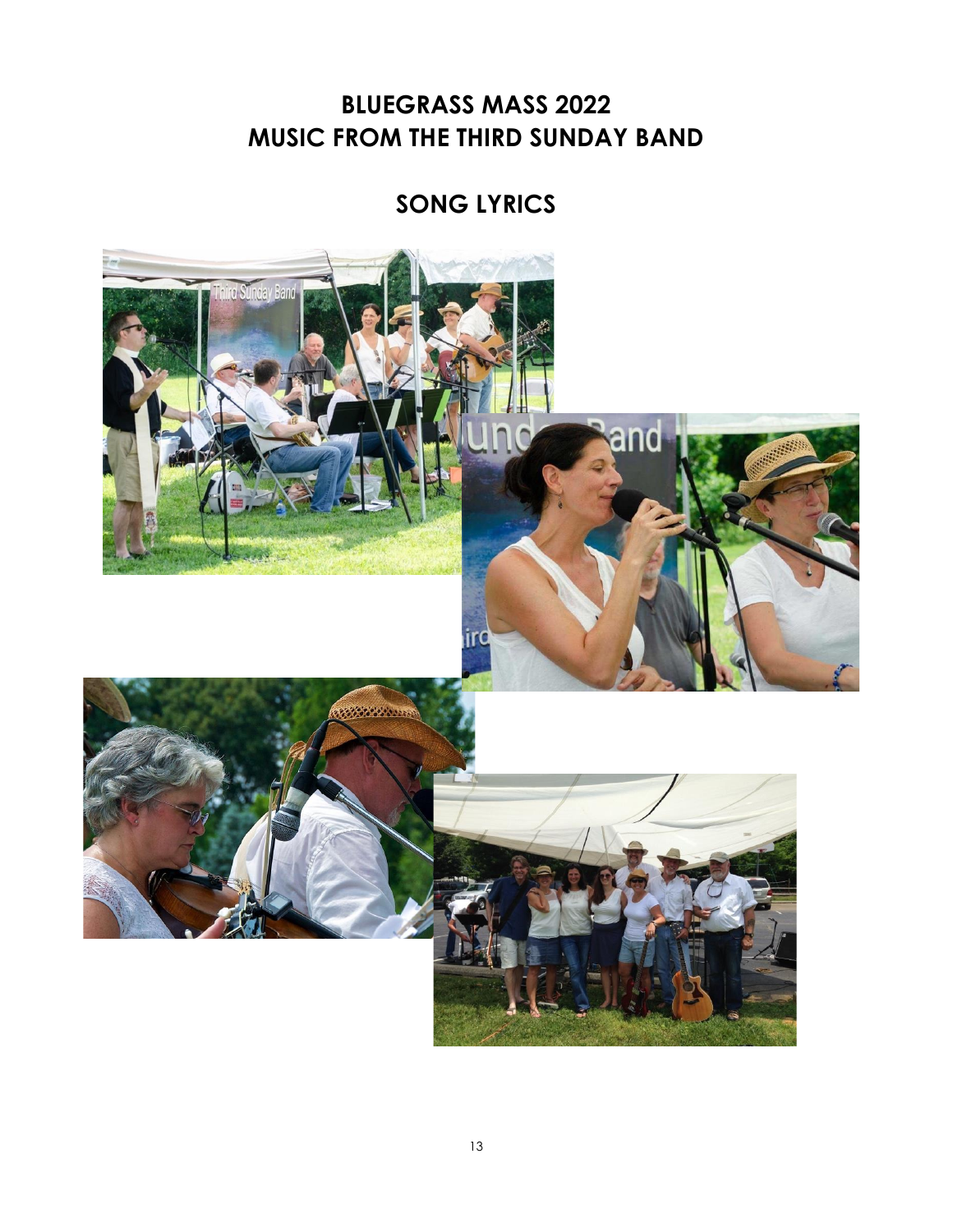# BLUEGRASS MASS 2022
# MUSIC FROM THE THIRD SUNDAY BAND

## SONG LYRICS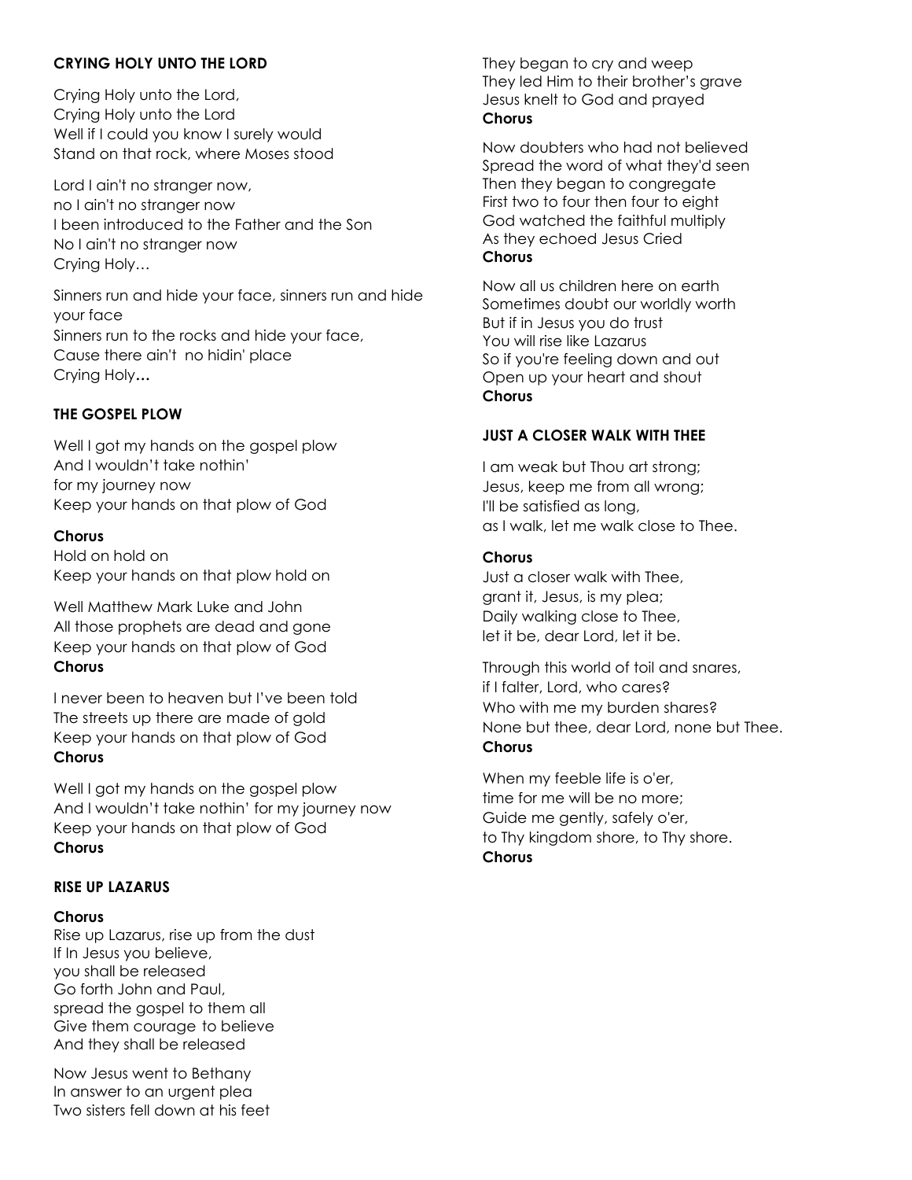## CRYING HOLY UNTO THE LORD

Crying Holy unto the Lord,
Crying Holy unto the Lord
Well if I could you know I surely would
Stand on that rock, where Moses stood

Lord I ain't no stranger now,
no I ain't no stranger now
I been introduced to the Father and the Son
No I ain't no stranger now
Crying Holy…

Sinners run and hide your face, sinners run and hide your face
Sinners run to the rocks and hide your face,
Cause there ain't no hidin' place
Crying Holy…

## THE GOSPEL PLOW

Well I got my hands on the gospel plow
And I wouldn't take nothin'
for my journey now
Keep your hands on that plow of God

**Chorus**
Hold on hold on
Keep your hands on that plow hold on

Well Matthew Mark Luke and John
All those prophets are dead and gone
Keep your hands on that plow of God
**Chorus**

I never been to heaven but I've been told
The streets up there are made of gold
Keep your hands on that plow of God
**Chorus**

Well I got my hands on the gospel plow
And I wouldn't take nothin' for my journey now
Keep your hands on that plow of God
**Chorus**

## RISE UP LAZARUS

**Chorus**
Rise up Lazarus, rise up from the dust
If In Jesus you believe,
you shall be released
Go forth John and Paul,
spread the gospel to them all
Give them courage to believe
And they shall be released

Now Jesus went to Bethany
In answer to an urgent plea
Two sisters fell down at his feet
They began to cry and weep
They led Him to their brother's grave
Jesus knelt to God and prayed
**Chorus**

Now doubters who had not believed
Spread the word of what they'd seen
Then they began to congregate
First two to four then four to eight
God watched the faithful multiply
As they echoed Jesus Cried
**Chorus**

Now all us children here on earth
Sometimes doubt our worldly worth
But if in Jesus you do trust
You will rise like Lazarus
So if you're feeling down and out
Open up your heart and shout
**Chorus**

## JUST A CLOSER WALK WITH THEE

I am weak but Thou art strong;
Jesus, keep me from all wrong;
I'll be satisfied as long,
as I walk, let me walk close to Thee.

**Chorus**
Just a closer walk with Thee,
grant it, Jesus, is my plea;
Daily walking close to Thee,
let it be, dear Lord, let it be.

Through this world of toil and snares,
if I falter, Lord, who cares?
Who with me my burden shares?
None but thee, dear Lord, none but Thee.
**Chorus**

When my feeble life is o'er,
time for me will be no more;
Guide me gently, safely o'er,
to Thy kingdom shore, to Thy shore.
**Chorus**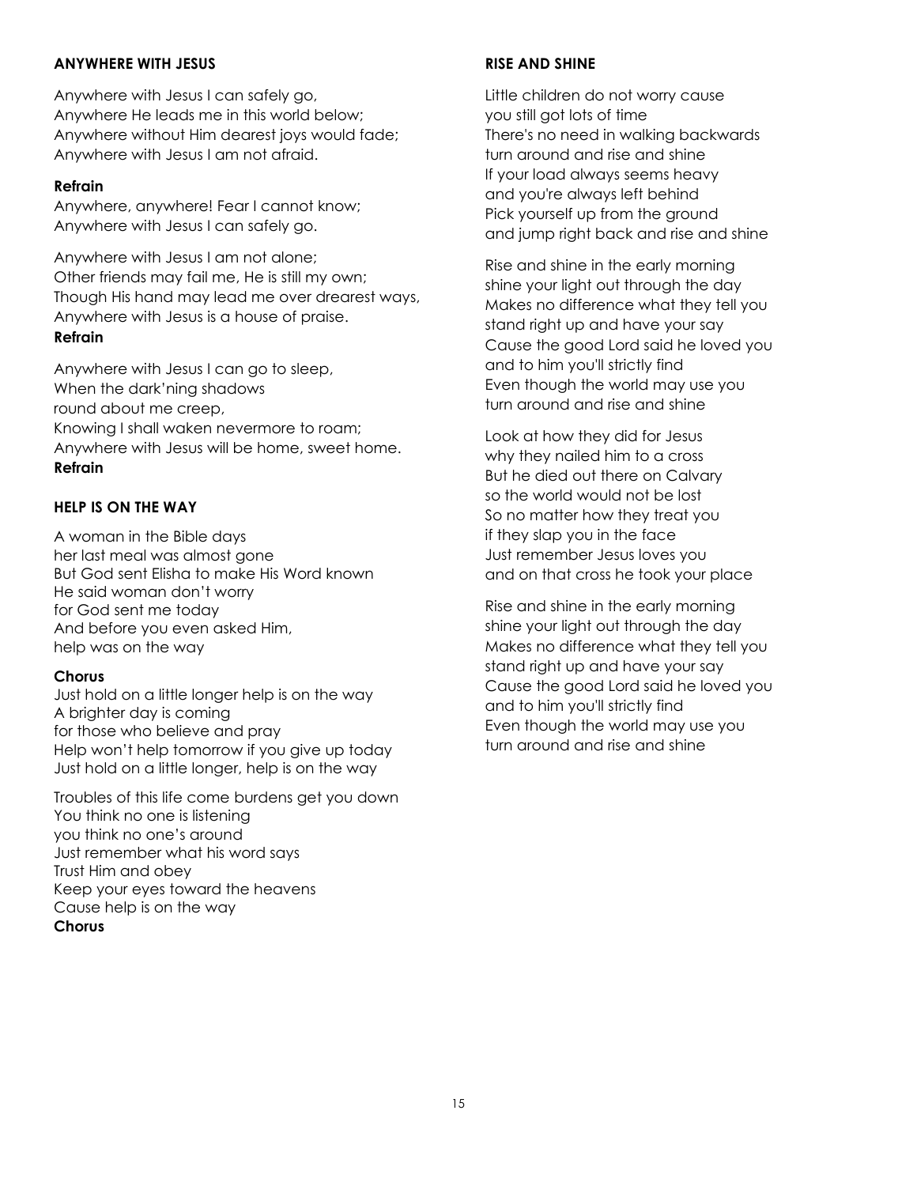### ANYWHERE WITH JESUS

Anywhere with Jesus I can safely go,
Anywhere He leads me in this world below;
Anywhere without Him dearest joys would fade;
Anywhere with Jesus I am not afraid.

**Refrain**
Anywhere, anywhere! Fear I cannot know;
Anywhere with Jesus I can safely go.

Anywhere with Jesus I am not alone;
Other friends may fail me, He is still my own;
Though His hand may lead me over drearest ways,
Anywhere with Jesus is a house of praise.
**Refrain**

Anywhere with Jesus I can go to sleep,
When the dark'ning shadows
round about me creep,
Knowing I shall waken nevermore to roam;
Anywhere with Jesus will be home, sweet home.
**Refrain**

### HELP IS ON THE WAY

A woman in the Bible days
her last meal was almost gone
But God sent Elisha to make His Word known
He said woman don't worry
for God sent me today
And before you even asked Him,
help was on the way

**Chorus**
Just hold on a little longer help is on the way
A brighter day is coming
for those who believe and pray
Help won't help tomorrow if you give up today
Just hold on a little longer, help is on the way

Troubles of this life come burdens get you down
You think no one is listening
you think no one's around
Just remember what his word says
Trust Him and obey
Keep your eyes toward the heavens
Cause help is on the way
**Chorus**

### RISE AND SHINE

Little children do not worry cause
you still got lots of time
There's no need in walking backwards
turn around and rise and shine
If your load always seems heavy
and you're always left behind
Pick yourself up from the ground
and jump right back and rise and shine

Rise and shine in the early morning
shine your light out through the day
Makes no difference what they tell you
stand right up and have your say
Cause the good Lord said he loved you
and to him you'll strictly find
Even though the world may use you
turn around and rise and shine

Look at how they did for Jesus
why they nailed him to a cross
But he died out there on Calvary
so the world would not be lost
So no matter how they treat you
if they slap you in the face
Just remember Jesus loves you
and on that cross he took your place

Rise and shine in the early morning
shine your light out through the day
Makes no difference what they tell you
stand right up and have your say
Cause the good Lord said he loved you
and to him you'll strictly find
Even though the world may use you
turn around and rise and shine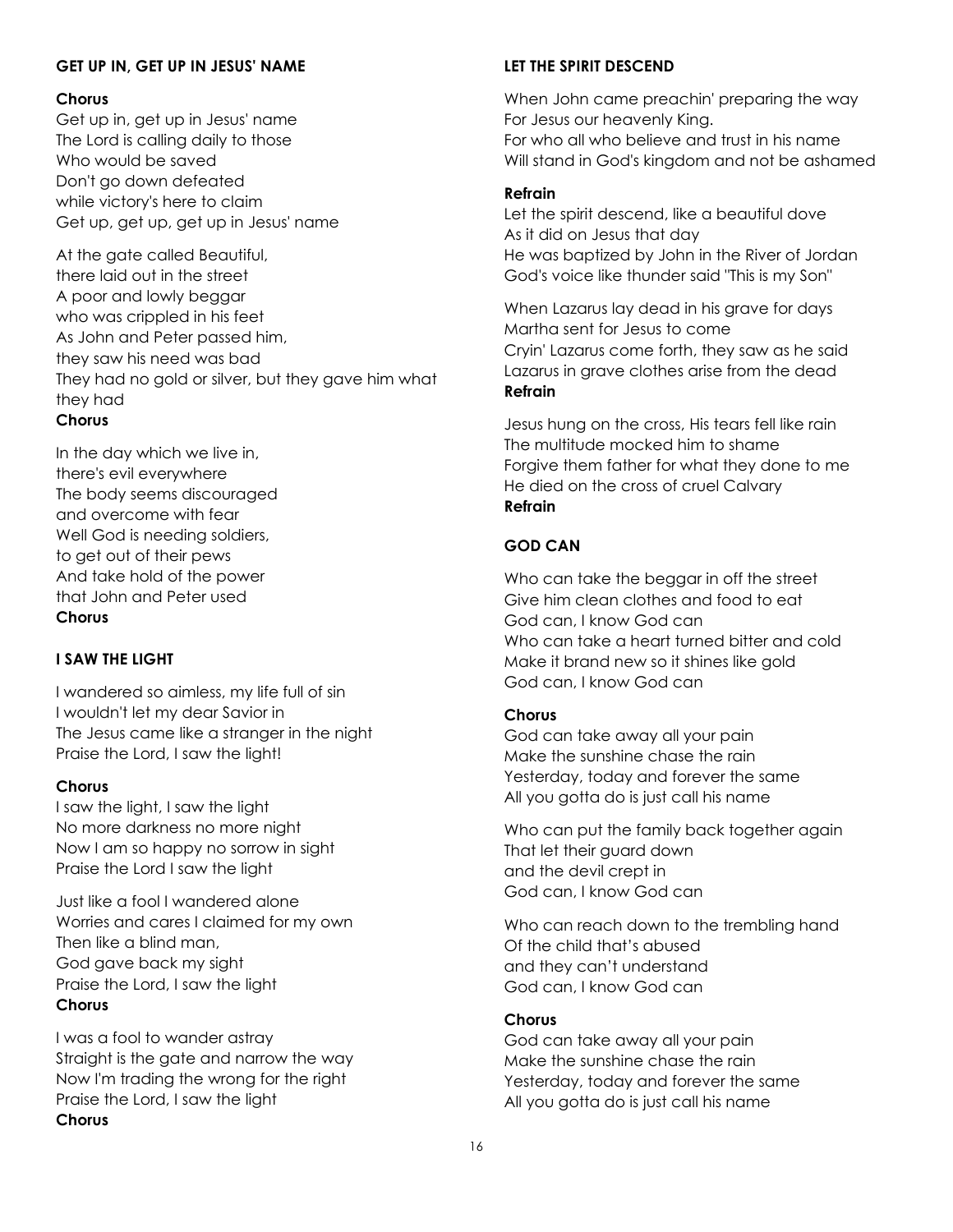### GET UP IN, GET UP IN JESUS' NAME

**Chorus**
Get up in, get up in Jesus' name
The Lord is calling daily to those
Who would be saved
Don't go down defeated
while victory's here to claim
Get up, get up, get up in Jesus' name

At the gate called Beautiful,
there laid out in the street
A poor and lowly beggar
who was crippled in his feet
As John and Peter passed him,
they saw his need was bad
They had no gold or silver, but they gave him what they had
**Chorus**

In the day which we live in,
there's evil everywhere
The body seems discouraged
and overcome with fear
Well God is needing soldiers,
to get out of their pews
And take hold of the power
that John and Peter used
**Chorus**

### I SAW THE LIGHT

I wandered so aimless, my life full of sin
I wouldn't let my dear Savior in
The Jesus came like a stranger in the night
Praise the Lord, I saw the light!

**Chorus**
I saw the light, I saw the light
No more darkness no more night
Now I am so happy no sorrow in sight
Praise the Lord I saw the light

Just like a fool I wandered alone
Worries and cares I claimed for my own
Then like a blind man,
God gave back my sight
Praise the Lord, I saw the light
**Chorus**

I was a fool to wander astray
Straight is the gate and narrow the way
Now I'm trading the wrong for the right
Praise the Lord, I saw the light
**Chorus**

### LET THE SPIRIT DESCEND

When John came preachin' preparing the way
For Jesus our heavenly King.
For who all who believe and trust in his name
Will stand in God's kingdom and not be ashamed

**Refrain**
Let the spirit descend, like a beautiful dove
As it did on Jesus that day
He was baptized by John in the River of Jordan
God's voice like thunder said "This is my Son"

When Lazarus lay dead in his grave for days
Martha sent for Jesus to come
Cryin' Lazarus come forth, they saw as he said
Lazarus in grave clothes arise from the dead
**Refrain**

Jesus hung on the cross, His tears fell like rain
The multitude mocked him to shame
Forgive them father for what they done to me
He died on the cross of cruel Calvary
**Refrain**

### GOD CAN

Who can take the beggar in off the street
Give him clean clothes and food to eat
God can, I know God can
Who can take a heart turned bitter and cold
Make it brand new so it shines like gold
God can, I know God can

**Chorus**
God can take away all your pain
Make the sunshine chase the rain
Yesterday, today and forever the same
All you gotta do is just call his name

Who can put the family back together again
That let their guard down
and the devil crept in
God can, I know God can

Who can reach down to the trembling hand
Of the child that's abused
and they can't understand
God can, I know God can

**Chorus**
God can take away all your pain
Make the sunshine chase the rain
Yesterday, today and forever the same
All you gotta do is just call his name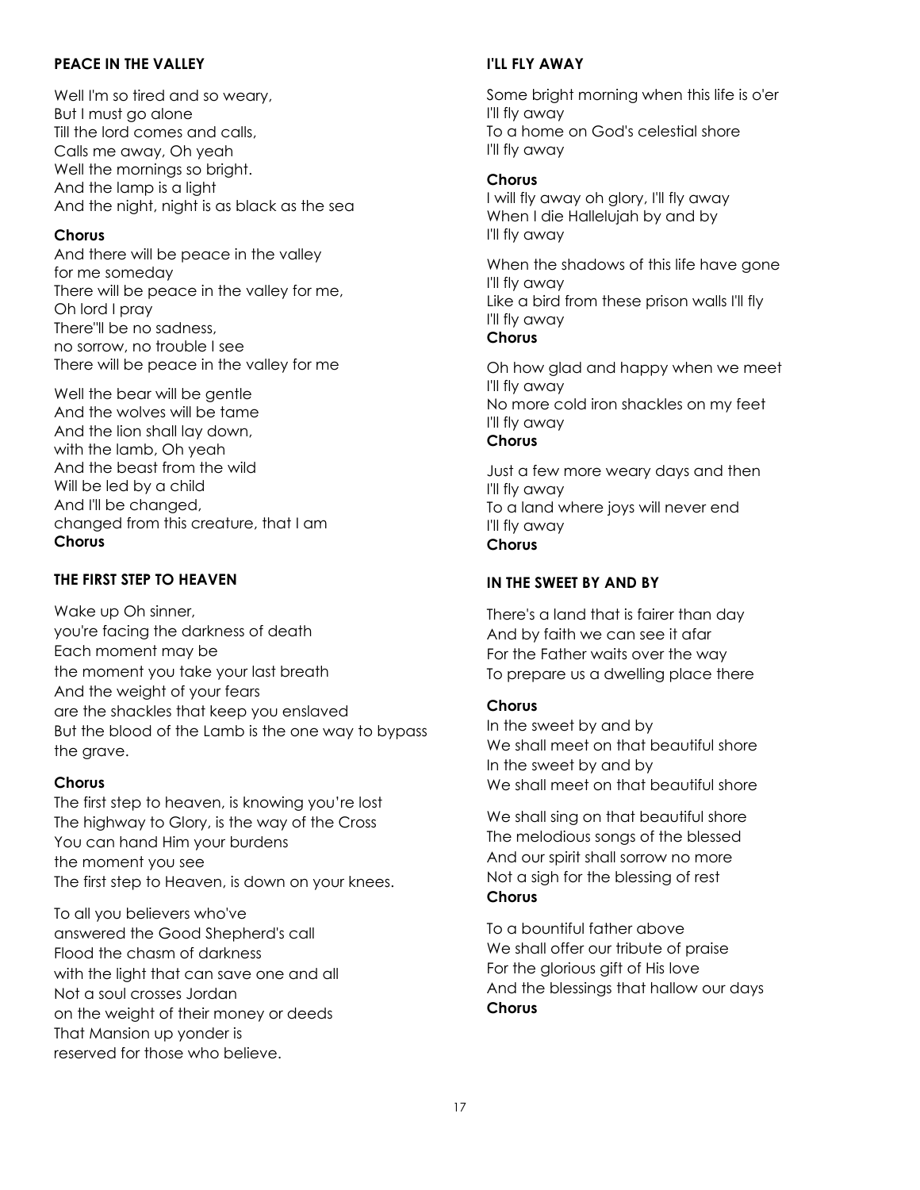## PEACE IN THE VALLEY

Well I'm so tired and so weary,
But I must go alone
Till the lord comes and calls,
Calls me away, Oh yeah
Well the mornings so bright.
And the lamp is a light
And the night, night is as black as the sea

**Chorus**
And there will be peace in the valley
for me someday
There will be peace in the valley for me,
Oh lord I pray
There"ll be no sadness,
no sorrow, no trouble I see
There will be peace in the valley for me

Well the bear will be gentle
And the wolves will be tame
And the lion shall lay down,
with the lamb, Oh yeah
And the beast from the wild
Will be led by a child
And I'll be changed,
changed from this creature, that I am
**Chorus**

## THE FIRST STEP TO HEAVEN

Wake up Oh sinner,
you're facing the darkness of death
Each moment may be
the moment you take your last breath
And the weight of your fears
are the shackles that keep you enslaved
But the blood of the Lamb is the one way to bypass the grave.

**Chorus**
The first step to heaven, is knowing you're lost
The highway to Glory, is the way of the Cross
You can hand Him your burdens
the moment you see
The first step to Heaven, is down on your knees.

To all you believers who've
answered the Good Shepherd's call
Flood the chasm of darkness
with the light that can save one and all
Not a soul crosses Jordan
on the weight of their money or deeds
That Mansion up yonder is
reserved for those who believe.

## I'LL FLY AWAY

Some bright morning when this life is o'er
I'll fly away
To a home on God's celestial shore
I'll fly away

**Chorus**
I will fly away oh glory, I'll fly away
When I die Hallelujah by and by
I'll fly away

When the shadows of this life have gone
I'll fly away
Like a bird from these prison walls I'll fly
I'll fly away
**Chorus**

Oh how glad and happy when we meet
I'll fly away
No more cold iron shackles on my feet
I'll fly away
**Chorus**

Just a few more weary days and then
I'll fly away
To a land where joys will never end
I'll fly away
**Chorus**

## IN THE SWEET BY AND BY

There's a land that is fairer than day
And by faith we can see it afar
For the Father waits over the way
To prepare us a dwelling place there

**Chorus**
In the sweet by and by
We shall meet on that beautiful shore
In the sweet by and by
We shall meet on that beautiful shore

We shall sing on that beautiful shore
The melodious songs of the blessed
And our spirit shall sorrow no more
Not a sigh for the blessing of rest
**Chorus**

To a bountiful father above
We shall offer our tribute of praise
For the glorious gift of His love
And the blessings that hallow our days
**Chorus**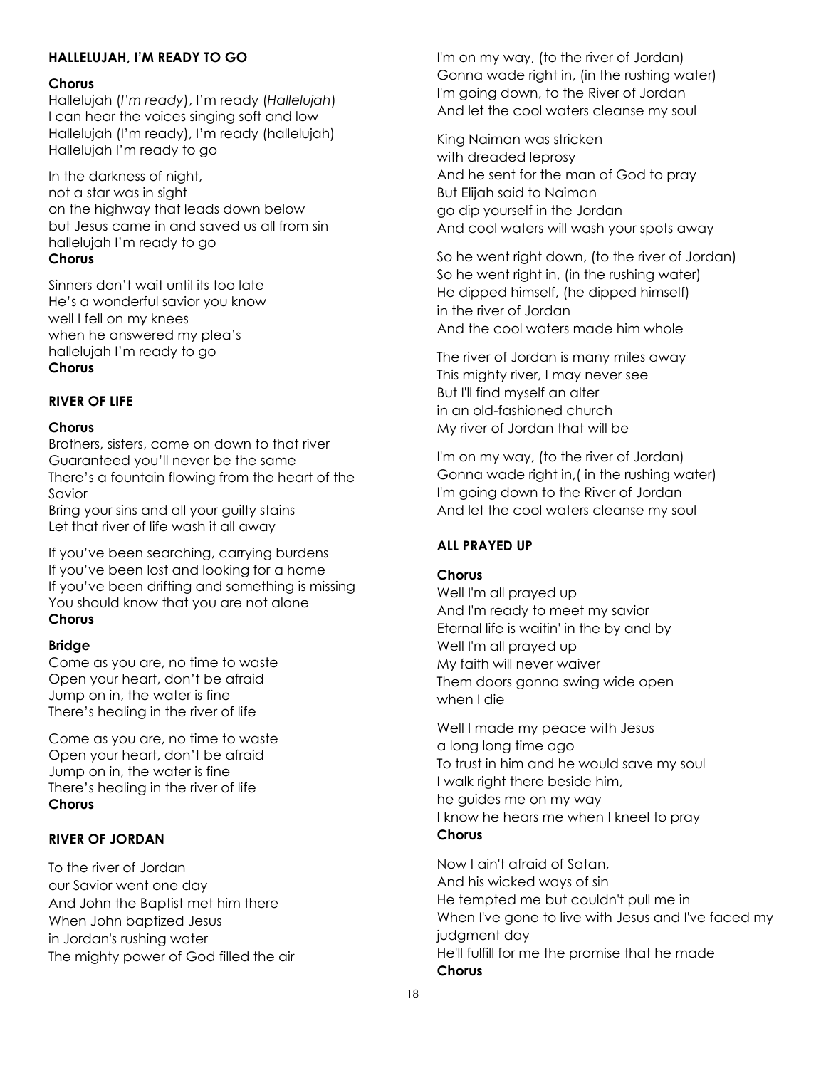### HALLELUJAH, I'M READY TO GO

**Chorus**
Hallelujah (*I'm ready*), I'm ready (*Hallelujah*)
I can hear the voices singing soft and low
Hallelujah (I'm ready), I'm ready (hallelujah)
Hallelujah I'm ready to go

In the darkness of night,
not a star was in sight
on the highway that leads down below
but Jesus came in and saved us all from sin
hallelujah I'm ready to go
**Chorus**

Sinners don't wait until its too late
He's a wonderful savior you know
well I fell on my knees
when he answered my plea's
hallelujah I'm ready to go
**Chorus**

### RIVER OF LIFE

**Chorus**
Brothers, sisters, come on down to that river
Guaranteed you'll never be the same
There's a fountain flowing from the heart of the Savior
Bring your sins and all your guilty stains
Let that river of life wash it all away

If you've been searching, carrying burdens
If you've been lost and looking for a home
If you've been drifting and something is missing
You should know that you are not alone
**Chorus**

**Bridge**
Come as you are, no time to waste
Open your heart, don't be afraid
Jump on in, the water is fine
There's healing in the river of life

Come as you are, no time to waste
Open your heart, don't be afraid
Jump on in, the water is fine
There's healing in the river of life
**Chorus**

### RIVER OF JORDAN

To the river of Jordan
our Savior went one day
And John the Baptist met him there
When John baptized Jesus
in Jordan's rushing water
The mighty power of God filled the air

I'm on my way, (to the river of Jordan)
Gonna wade right in, (in the rushing water)
I'm going down, to the River of Jordan
And let the cool waters cleanse my soul

King Naiman was stricken
with dreaded leprosy
And he sent for the man of God to pray
But Elijah said to Naiman
go dip yourself in the Jordan
And cool waters will wash your spots away

So he went right down, (to the river of Jordan)
So he went right in, (in the rushing water)
He dipped himself, (he dipped himself)
in the river of Jordan
And the cool waters made him whole

The river of Jordan is many miles away
This mighty river, I may never see
But I'll find myself an alter
in an old-fashioned church
My river of Jordan that will be

I'm on my way, (to the river of Jordan)
Gonna wade right in,( in the rushing water)
I'm going down to the River of Jordan
And let the cool waters cleanse my soul

### ALL PRAYED UP

**Chorus**
Well I'm all prayed up
And I'm ready to meet my savior
Eternal life is waitin' in the by and by
Well I'm all prayed up
My faith will never waiver
Them doors gonna swing wide open
when I die

Well I made my peace with Jesus
a long long time ago
To trust in him and he would save my soul
I walk right there beside him,
he guides me on my way
I know he hears me when I kneel to pray
**Chorus**

Now I ain't afraid of Satan,
And his wicked ways of sin
He tempted me but couldn't pull me in
When I've gone to live with Jesus and I've faced my judgment day
He'll fulfill for me the promise that he made
**Chorus**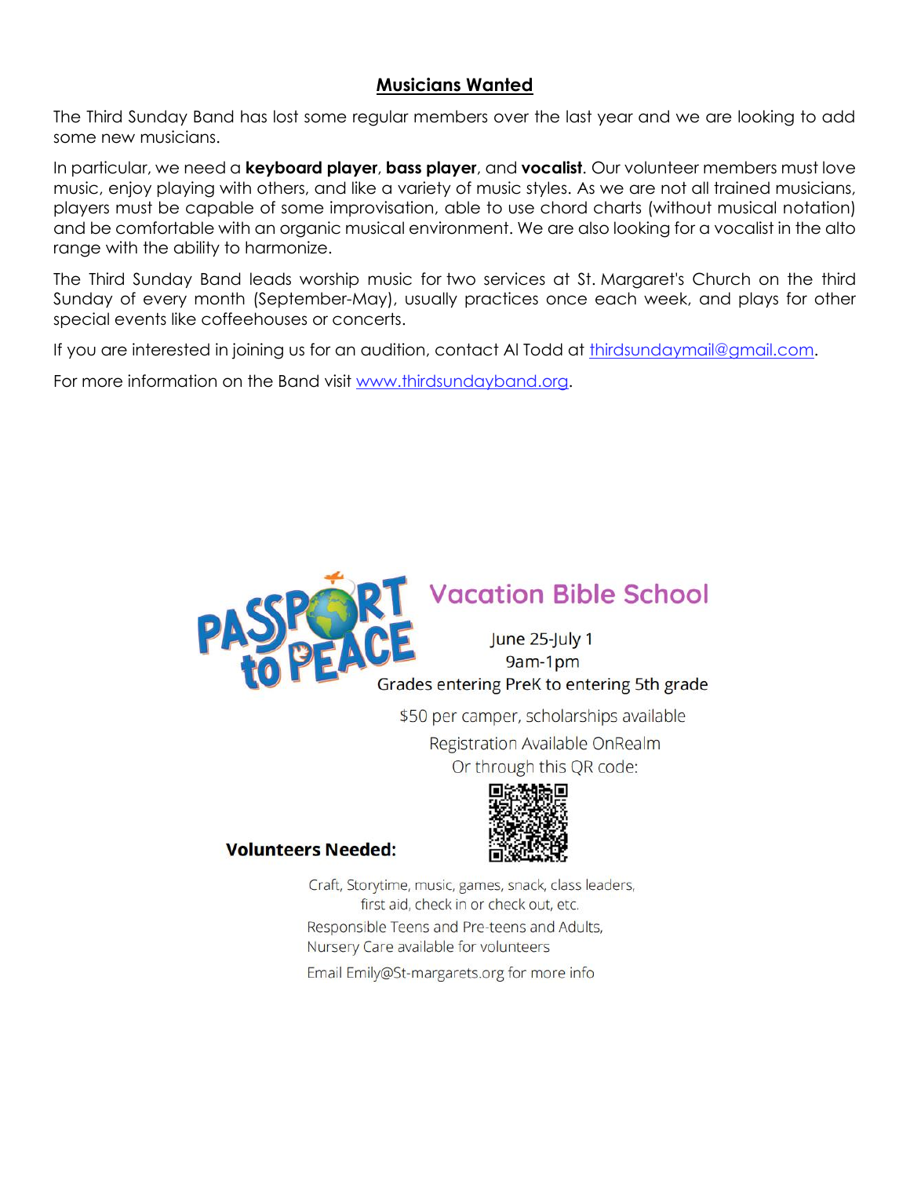## **Musicians Wanted**

The Third Sunday Band has lost some regular members over the last year and we are looking to add some new musicians.

In particular, we need a **keyboard player**, **bass player**, and **vocalist**. Our volunteer members must love music, enjoy playing with others, and like a variety of music styles. As we are not all trained musicians, players must be capable of some improvisation, able to use chord charts (without musical notation) and be comfortable with an organic musical environment. We are also looking for a vocalist in the alto range with the ability to harmonize.

The Third Sunday Band leads worship music for two services at St. Margaret's Church on the third Sunday of every month (September-May), usually practices once each week, and plays for other special events like coffeehouses or concerts.

If you are interested in joining us for an audition, contact Al Todd at thirdsundaymail@gmail.com.

For more information on the Band visit www.thirdsundayband.org.

PASSPORT to PEACE

## Vacation Bible School

June 25-July 1
9am-1pm
Grades entering PreK to entering 5th grade

$50 per camper, scholarships available
Registration Available OnRealm
Or through this QR code:

**Volunteers Needed:**

Craft, Storytime, music, games, snack, class leaders, first aid, check in or check out, etc.
Responsible Teens and Pre-teens and Adults,
Nursery Care available for volunteers

Email Emily@St-margarets.org for more info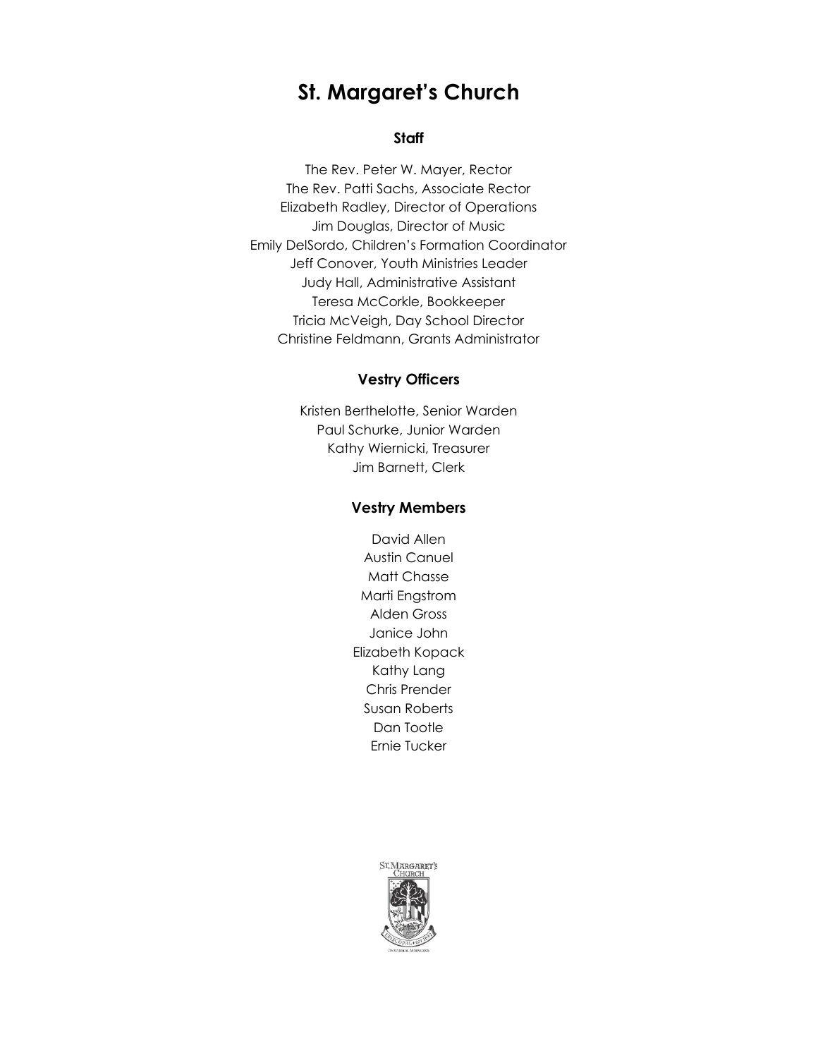# St. Margaret's Church

### Staff

The Rev. Peter W. Mayer, Rector
The Rev. Patti Sachs, Associate Rector
Elizabeth Radley, Director of Operations
Jim Douglas, Director of Music
Emily DelSordo, Children's Formation Coordinator
Jeff Conover, Youth Ministries Leader
Judy Hall, Administrative Assistant
Teresa McCorkle, Bookkeeper
Tricia McVeigh, Day School Director
Christine Feldmann, Grants Administrator

### Vestry Officers

Kristen Berthelotte, Senior Warden
Paul Schurke, Junior Warden
Kathy Wiernicki, Treasurer
Jim Barnett, Clerk

### Vestry Members

David Allen
Austin Canuel
Matt Chasse
Marti Engstrom
Alden Gross
Janice John
Elizabeth Kopack
Kathy Lang
Chris Prender
Susan Roberts
Dan Tootle
Ernie Tucker